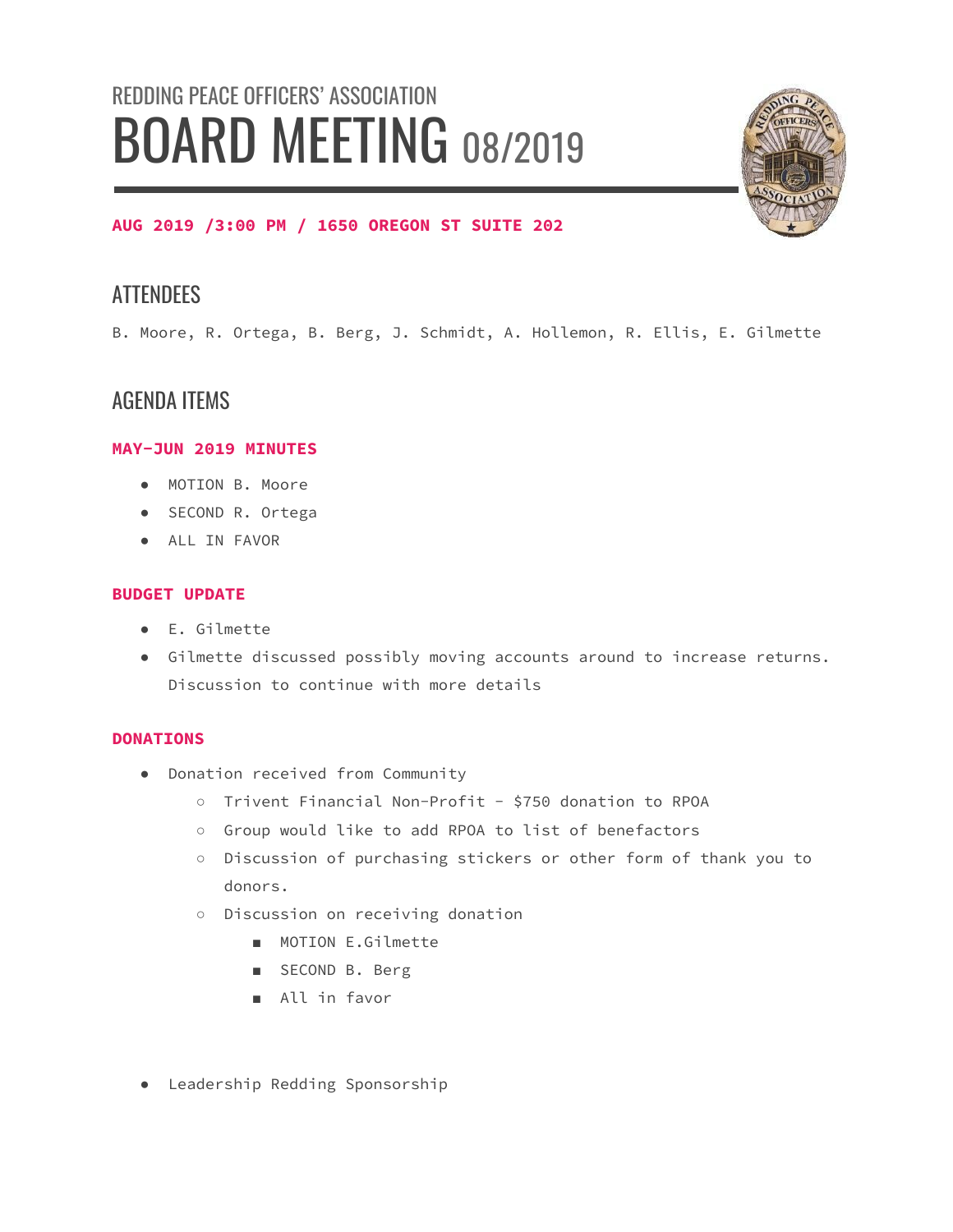REDDING PEACE OFFICERS' ASSOCIATION

# BOARD MEETING 08/2019

**AUG 2019 /3:00 PM / 1650 OREGON ST SUITE 202**

## ATTENDEES

B. Moore, R. Ortega, B. Berg, J. Schmidt, A. Hollemon, R. Ellis, E. Gilmette

## AGENDA ITEMS

### MAY-JUN 2019 MINUTES

- MOTION B. Moore
- SECOND R. Ortega
- ALL IN FAVOR

### BUDGET UPDATE

- E. Gilmette
- Gilmette discussed possibly moving accounts around to increase returns. Discussion to continue with more details

### DONATIONS

- Donation received from Community
  - Trivent Financial Non-Profit - $750 donation to RPOA
  - Group would like to add RPOA to list of benefactors
  - Discussion of purchasing stickers or other form of thank you to donors.
  - Discussion on receiving donation
    - MOTION E.Gilmette
    - SECOND B. Berg
    - All in favor

- Leadership Redding Sponsorship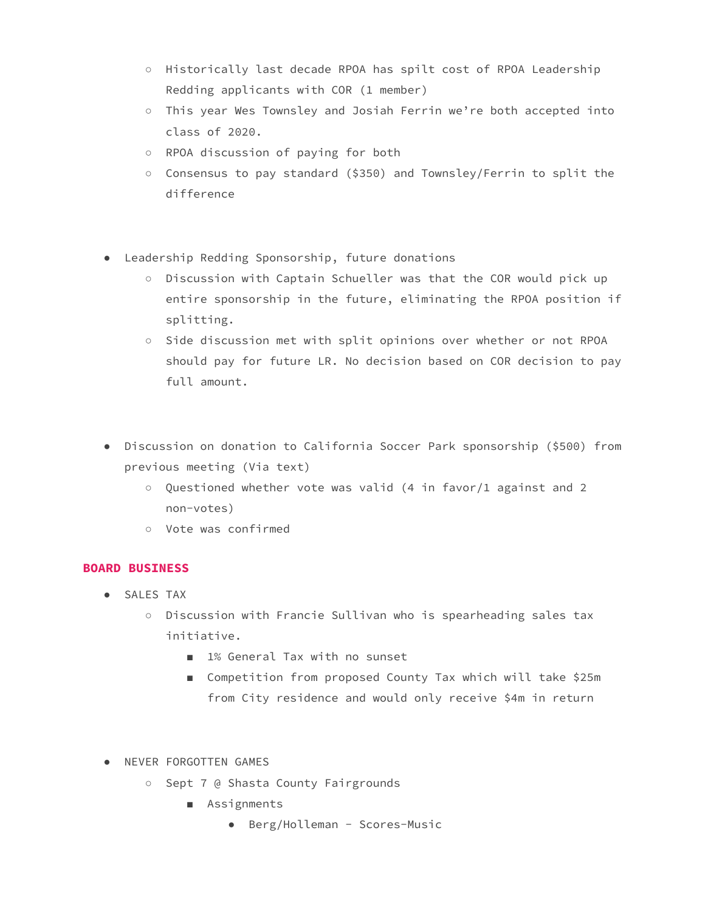- Historically last decade RPOA has spilt cost of RPOA Leadership Redding applicants with COR (1 member)
- This year Wes Townsley and Josiah Ferrin we're both accepted into class of 2020.
- RPOA discussion of paying for both
- Consensus to pay standard ($350) and Townsley/Ferrin to split the difference

- Leadership Redding Sponsorship, future donations
  - Discussion with Captain Schueller was that the COR would pick up entire sponsorship in the future, eliminating the RPOA position if splitting.
  - Side discussion met with split opinions over whether or not RPOA should pay for future LR. No decision based on COR decision to pay full amount.

- Discussion on donation to California Soccer Park sponsorship ($500) from previous meeting (Via text)
  - Questioned whether vote was valid (4 in favor/1 against and 2 non-votes)
  - Vote was confirmed

**BOARD BUSINESS**

- SALES TAX
  - Discussion with Francie Sullivan who is spearheading sales tax initiative.
    - 1% General Tax with no sunset
    - Competition from proposed County Tax which will take $25m from City residence and would only receive $4m in return

- NEVER FORGOTTEN GAMES
  - Sept 7 @ Shasta County Fairgrounds
    - Assignments
      - Berg/Holleman - Scores-Music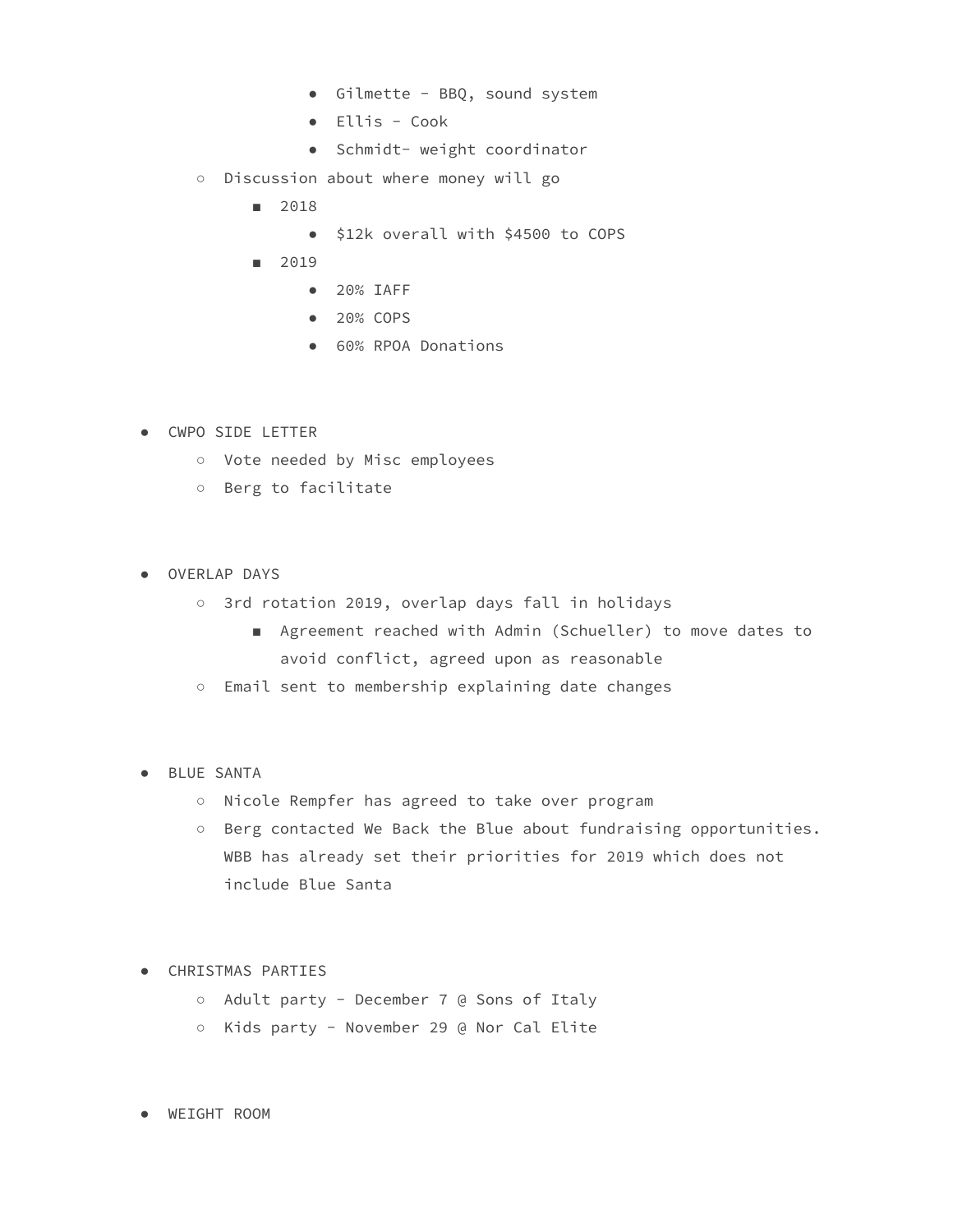- Gilmette - BBQ, sound system
      - Ellis - Cook
      - Schmidt- weight coordinator
  - Discussion about where money will go
    - 2018
      - $12k overall with $4500 to COPS
    - 2019
      - 20% IAFF
      - 20% COPS
      - 60% RPOA Donations

- CWPO SIDE LETTER
  - Vote needed by Misc employees
  - Berg to facilitate

- OVERLAP DAYS
  - 3rd rotation 2019, overlap days fall in holidays
    - Agreement reached with Admin (Schueller) to move dates to avoid conflict, agreed upon as reasonable
  - Email sent to membership explaining date changes

- BLUE SANTA
  - Nicole Rempfer has agreed to take over program
  - Berg contacted We Back the Blue about fundraising opportunities. WBB has already set their priorities for 2019 which does not include Blue Santa

- CHRISTMAS PARTIES
  - Adult party - December 7 @ Sons of Italy
  - Kids party - November 29 @ Nor Cal Elite

- WEIGHT ROOM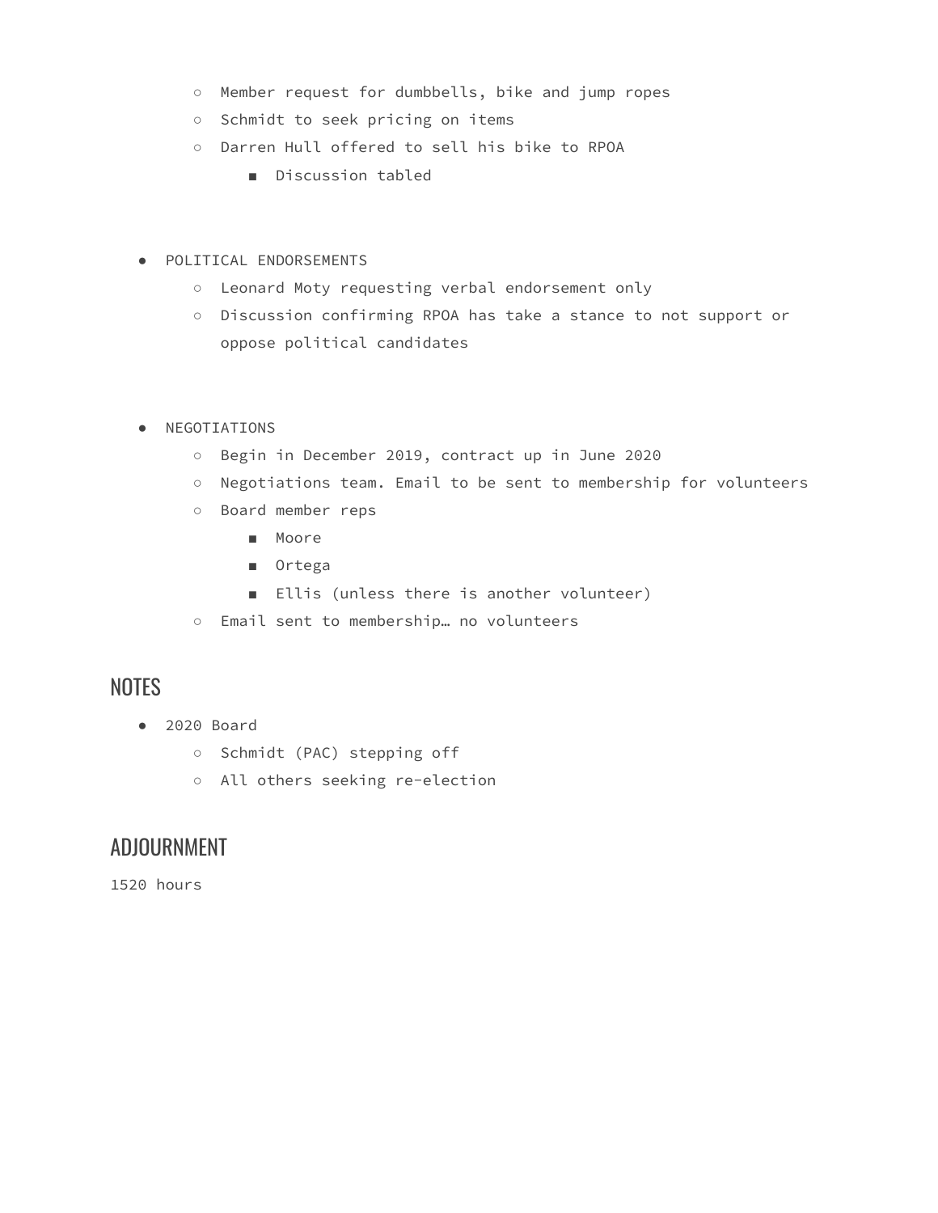- Member request for dumbbells, bike and jump ropes
  - Schmidt to seek pricing on items
  - Darren Hull offered to sell his bike to RPOA
    - Discussion tabled

- POLITICAL ENDORSEMENTS
  - Leonard Moty requesting verbal endorsement only
  - Discussion confirming RPOA has take a stance to not support or oppose political candidates

- NEGOTIATIONS
  - Begin in December 2019, contract up in June 2020
  - Negotiations team. Email to be sent to membership for volunteers
  - Board member reps
    - Moore
    - Ortega
    - Ellis (unless there is another volunteer)
  - Email sent to membership… no volunteers

## NOTES

- 2020 Board
  - Schmidt (PAC) stepping off
  - All others seeking re-election

## ADJOURNMENT

1520 hours